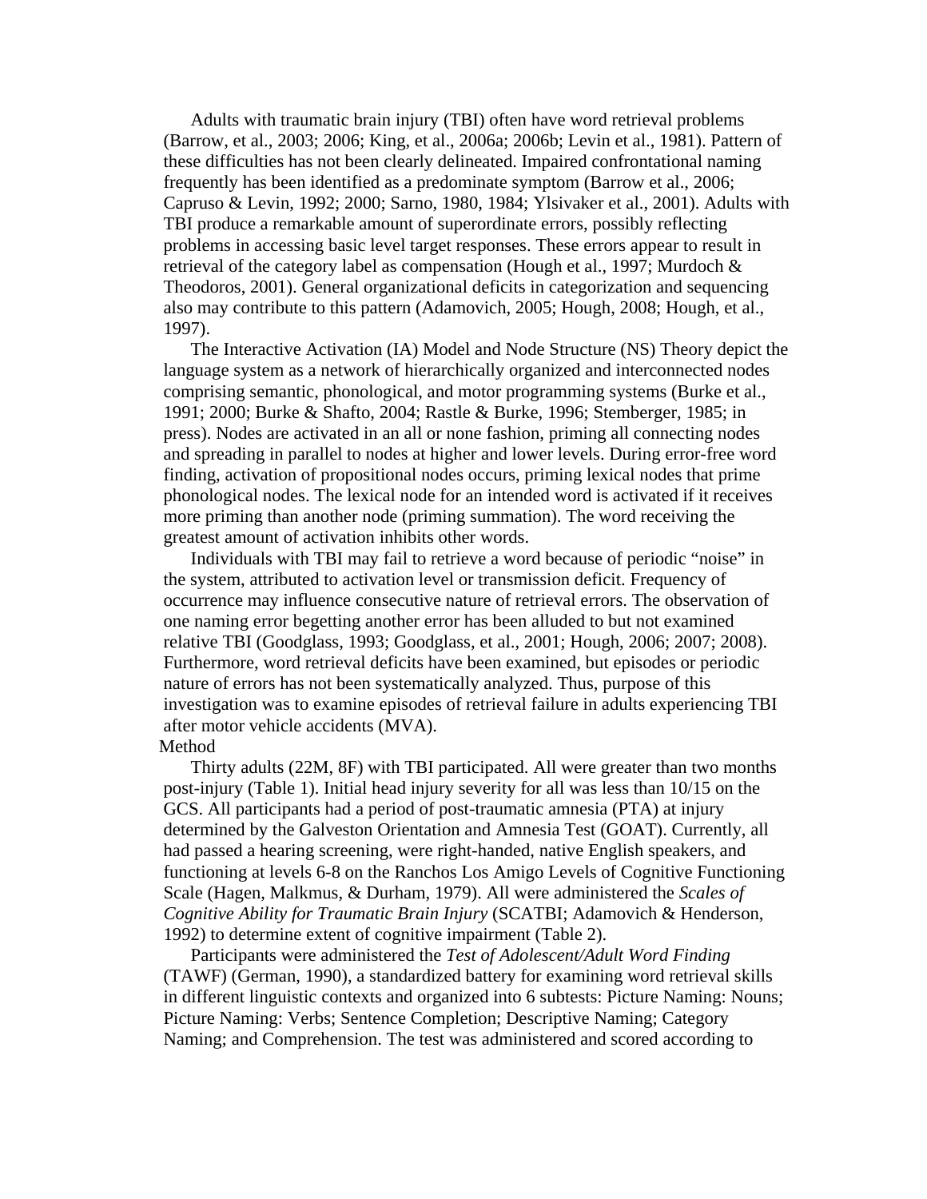Adults with traumatic brain injury (TBI) often have word retrieval problems (Barrow, et al., 2003; 2006; King, et al., 2006a; 2006b; Levin et al., 1981). Pattern of these difficulties has not been clearly delineated. Impaired confrontational naming frequently has been identified as a predominate symptom (Barrow et al., 2006; Capruso & Levin, 1992; 2000; Sarno, 1980, 1984; Ylsivaker et al., 2001). Adults with TBI produce a remarkable amount of superordinate errors, possibly reflecting problems in accessing basic level target responses. These errors appear to result in retrieval of the category label as compensation (Hough et al., 1997; Murdoch & Theodoros, 2001). General organizational deficits in categorization and sequencing also may contribute to this pattern (Adamovich, 2005; Hough, 2008; Hough, et al., 1997).

The Interactive Activation (IA) Model and Node Structure (NS) Theory depict the language system as a network of hierarchically organized and interconnected nodes comprising semantic, phonological, and motor programming systems (Burke et al., 1991; 2000; Burke & Shafto, 2004; Rastle & Burke, 1996; Stemberger, 1985; in press). Nodes are activated in an all or none fashion, priming all connecting nodes and spreading in parallel to nodes at higher and lower levels. During error-free word finding, activation of propositional nodes occurs, priming lexical nodes that prime phonological nodes. The lexical node for an intended word is activated if it receives more priming than another node (priming summation). The word receiving the greatest amount of activation inhibits other words.

Individuals with TBI may fail to retrieve a word because of periodic "noise" in the system, attributed to activation level or transmission deficit. Frequency of occurrence may influence consecutive nature of retrieval errors. The observation of one naming error begetting another error has been alluded to but not examined relative TBI (Goodglass, 1993; Goodglass, et al., 2001; Hough, 2006; 2007; 2008). Furthermore, word retrieval deficits have been examined, but episodes or periodic nature of errors has not been systematically analyzed. Thus, purpose of this investigation was to examine episodes of retrieval failure in adults experiencing TBI after motor vehicle accidents (MVA).

## Method

Thirty adults (22M, 8F) with TBI participated. All were greater than two months post-injury (Table 1). Initial head injury severity for all was less than 10/15 on the GCS. All participants had a period of post-traumatic amnesia (PTA) at injury determined by the Galveston Orientation and Amnesia Test (GOAT). Currently, all had passed a hearing screening, were right-handed, native English speakers, and functioning at levels 6-8 on the Ranchos Los Amigo Levels of Cognitive Functioning Scale (Hagen, Malkmus, & Durham, 1979). All were administered the *Scales of Cognitive Ability for Traumatic Brain Injury* (SCATBI; Adamovich & Henderson, 1992) to determine extent of cognitive impairment (Table 2).

Participants were administered the *Test of Adolescent/Adult Word Finding* (TAWF) (German, 1990), a standardized battery for examining word retrieval skills in different linguistic contexts and organized into 6 subtests: Picture Naming: Nouns; Picture Naming: Verbs; Sentence Completion; Descriptive Naming; Category Naming; and Comprehension. The test was administered and scored according to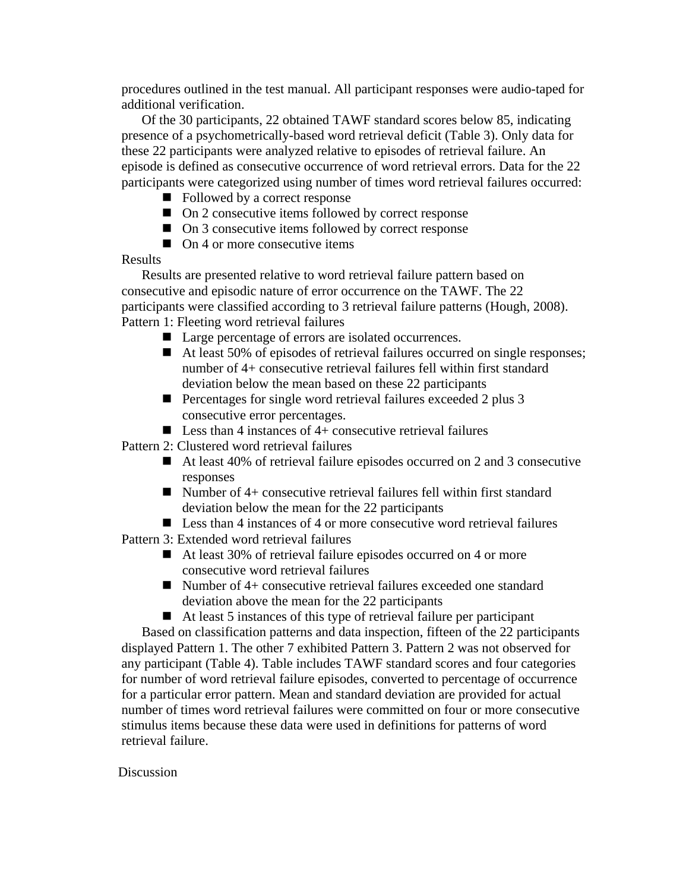procedures outlined in the test manual. All participant responses were audio-taped for additional verification.

Of the 30 participants, 22 obtained TAWF standard scores below 85, indicating presence of a psychometrically-based word retrieval deficit (Table 3). Only data for these 22 participants were analyzed relative to episodes of retrieval failure. An episode is defined as consecutive occurrence of word retrieval errors. Data for the 22 participants were categorized using number of times word retrieval failures occurred:

- Followed by a correct response
- On 2 consecutive items followed by correct response
- On 3 consecutive items followed by correct response
- On 4 or more consecutive items

## Results

Results are presented relative to word retrieval failure pattern based on consecutive and episodic nature of error occurrence on the TAWF. The 22 participants were classified according to 3 retrieval failure patterns (Hough, 2008).

Pattern 1: Fleeting word retrieval failures

- Large percentage of errors are isolated occurrences.
- At least 50% of episodes of retrieval failures occurred on single responses; number of 4+ consecutive retrieval failures fell within first standard deviation below the mean based on these 22 participants
- Percentages for single word retrieval failures exceeded 2 plus 3 consecutive error percentages.
- Less than 4 instances of 4+ consecutive retrieval failures

Pattern 2: Clustered word retrieval failures

- At least 40% of retrieval failure episodes occurred on 2 and 3 consecutive responses
- Number of 4+ consecutive retrieval failures fell within first standard deviation below the mean for the 22 participants
- Less than 4 instances of 4 or more consecutive word retrieval failures

Pattern 3: Extended word retrieval failures

- At least 30% of retrieval failure episodes occurred on 4 or more consecutive word retrieval failures
- Number of 4+ consecutive retrieval failures exceeded one standard deviation above the mean for the 22 participants
- At least 5 instances of this type of retrieval failure per participant

Based on classification patterns and data inspection, fifteen of the 22 participants displayed Pattern 1. The other 7 exhibited Pattern 3. Pattern 2 was not observed for any participant (Table 4). Table includes TAWF standard scores and four categories for number of word retrieval failure episodes, converted to percentage of occurrence for a particular error pattern. Mean and standard deviation are provided for actual number of times word retrieval failures were committed on four or more consecutive stimulus items because these data were used in definitions for patterns of word retrieval failure.

## Discussion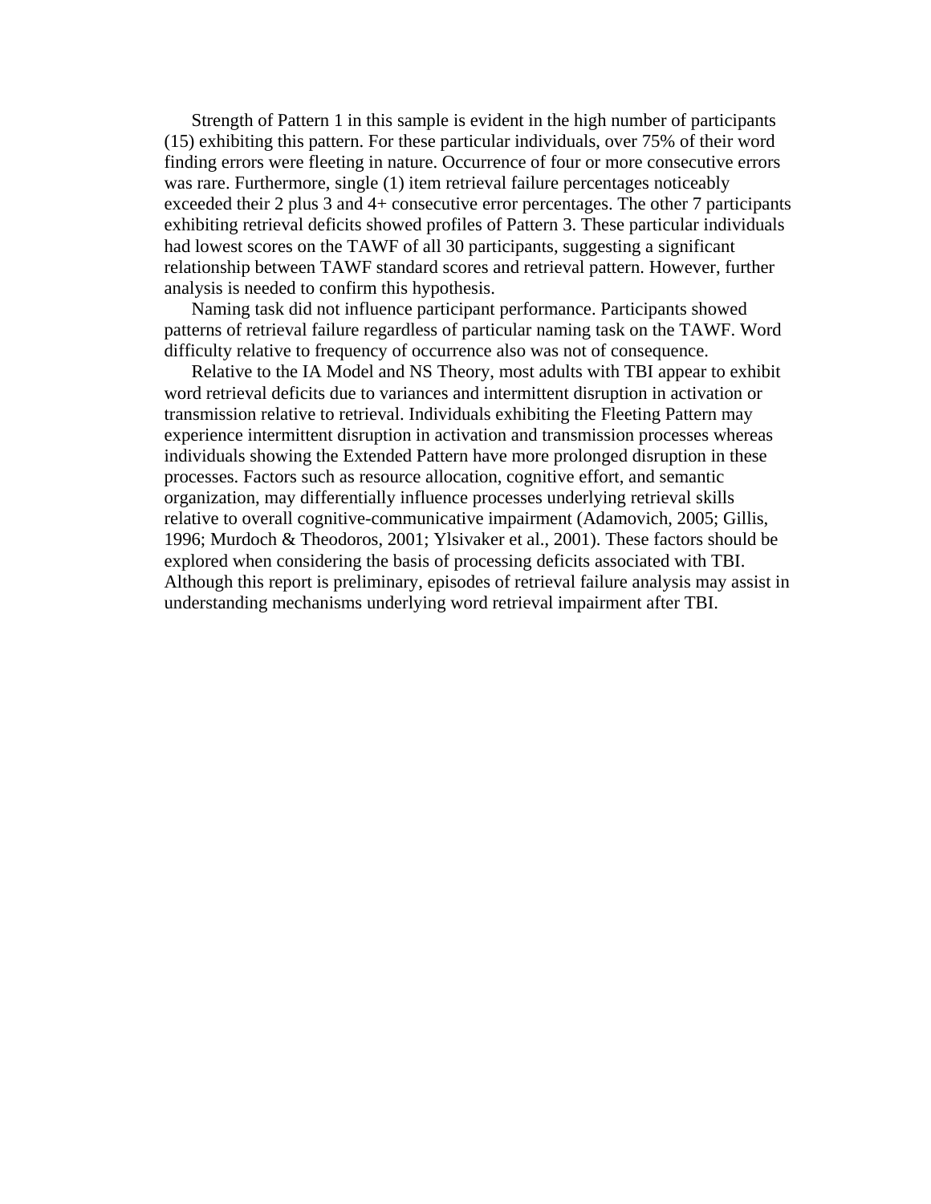Strength of Pattern 1 in this sample is evident in the high number of participants (15) exhibiting this pattern. For these particular individuals, over 75% of their word finding errors were fleeting in nature. Occurrence of four or more consecutive errors was rare. Furthermore, single (1) item retrieval failure percentages noticeably exceeded their 2 plus 3 and 4+ consecutive error percentages. The other 7 participants exhibiting retrieval deficits showed profiles of Pattern 3. These particular individuals had lowest scores on the TAWF of all 30 participants, suggesting a significant relationship between TAWF standard scores and retrieval pattern. However, further analysis is needed to confirm this hypothesis.

Naming task did not influence participant performance. Participants showed patterns of retrieval failure regardless of particular naming task on the TAWF. Word difficulty relative to frequency of occurrence also was not of consequence.

Relative to the IA Model and NS Theory, most adults with TBI appear to exhibit word retrieval deficits due to variances and intermittent disruption in activation or transmission relative to retrieval. Individuals exhibiting the Fleeting Pattern may experience intermittent disruption in activation and transmission processes whereas individuals showing the Extended Pattern have more prolonged disruption in these processes. Factors such as resource allocation, cognitive effort, and semantic organization, may differentially influence processes underlying retrieval skills relative to overall cognitive-communicative impairment (Adamovich, 2005; Gillis, 1996; Murdoch & Theodoros, 2001; Ylsivaker et al., 2001). These factors should be explored when considering the basis of processing deficits associated with TBI. Although this report is preliminary, episodes of retrieval failure analysis may assist in understanding mechanisms underlying word retrieval impairment after TBI.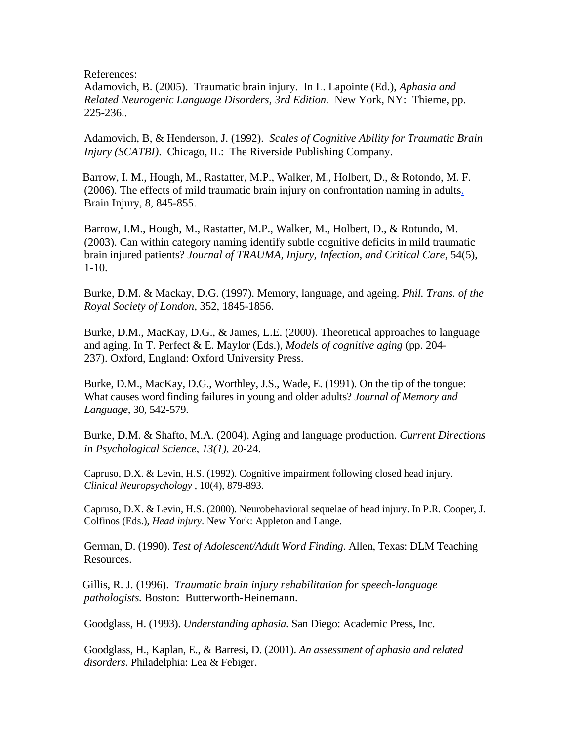References:

Adamovich, B. (2005). Traumatic brain injury. In L. Lapointe (Ed.), *Aphasia and Related Neurogenic Language Disorders, 3rd Edition.* New York, NY: Thieme, pp. 225-236..

Adamovich, B, & Henderson, J. (1992). *Scales of Cognitive Ability for Traumatic Brain Injury (SCATBI)*. Chicago, IL: The Riverside Publishing Company.

Barrow, I. M., Hough, M., Rastatter, M.P., Walker, M., Holbert, D., & Rotondo, M. F. (2006). The effects of mild traumatic brain injury on confrontation naming in adults. Brain Injury, 8, 845-855.

Barrow, I.M., Hough, M., Rastatter, M.P., Walker, M., Holbert, D., & Rotundo, M. (2003). Can within category naming identify subtle cognitive deficits in mild traumatic brain injured patients? *Journal of TRAUMA, Injury, Infection, and Critical Care*, 54(5), 1-10.

Burke, D.M. & Mackay, D.G. (1997). Memory, language, and ageing. *Phil. Trans. of the Royal Society of London*, 352, 1845-1856.

Burke, D.M., MacKay, D.G., & James, L.E. (2000). Theoretical approaches to language and aging. In T. Perfect & E. Maylor (Eds.), *Models of cognitive aging* (pp. 204-237). Oxford, England: Oxford University Press.

Burke, D.M., MacKay, D.G., Worthley, J.S., Wade, E. (1991). On the tip of the tongue: What causes word finding failures in young and older adults? *Journal of Memory and Language*, 30, 542-579.

Burke, D.M. & Shafto, M.A. (2004). Aging and language production. *Current Directions in Psychological Science, 13(1)*, 20-24.

Capruso, D.X. & Levin, H.S. (1992). Cognitive impairment following closed head injury. *Clinical Neuropsychology* , 10(4), 879-893.

Capruso, D.X. & Levin, H.S. (2000). Neurobehavioral sequelae of head injury. In P.R. Cooper, J. Colfinos (Eds.), *Head injury*. New York: Appleton and Lange.

German, D. (1990). *Test of Adolescent/Adult Word Finding*. Allen, Texas: DLM Teaching Resources.

Gillis, R. J. (1996). *Traumatic brain injury rehabilitation for speech-language pathologists.* Boston: Butterworth-Heinemann.

Goodglass, H. (1993). *Understanding aphasia*. San Diego: Academic Press, Inc.

Goodglass, H., Kaplan, E., & Barresi, D. (2001). *An assessment of aphasia and related disorders*. Philadelphia: Lea & Febiger.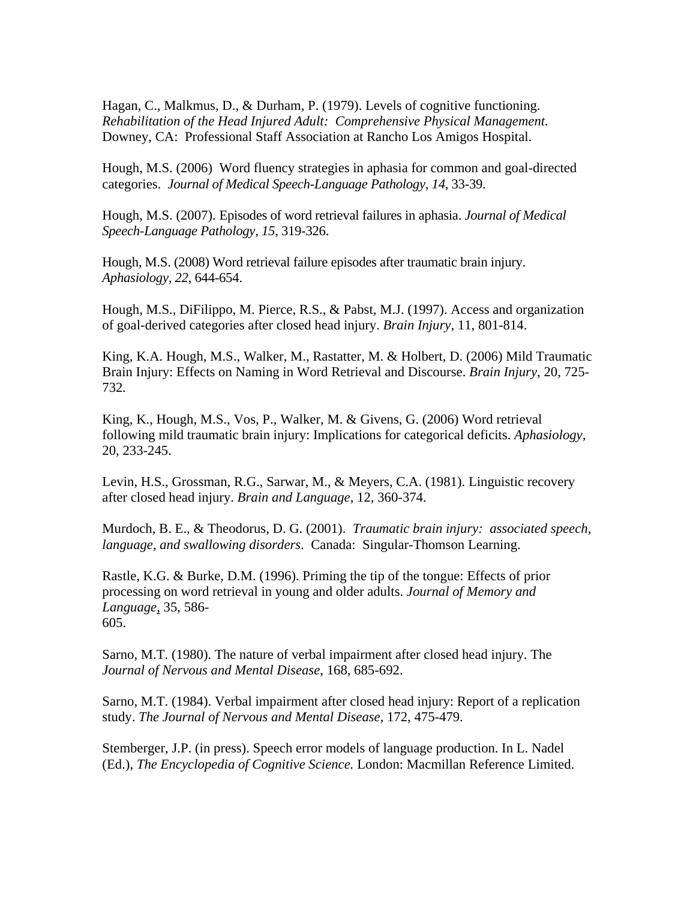Hagan, C., Malkmus, D., & Durham, P. (1979). Levels of cognitive functioning. *Rehabilitation of the Head Injured Adult: Comprehensive Physical Management.* Downey, CA: Professional Staff Association at Rancho Los Amigos Hospital.

Hough, M.S. (2006) Word fluency strategies in aphasia for common and goal-directed categories. *Journal of Medical Speech-Language Pathology, 14,* 33-39.

Hough, M.S. (2007). Episodes of word retrieval failures in aphasia. *Journal of Medical Speech-Language Pathology, 15,* 319-326.

Hough, M.S. (2008) Word retrieval failure episodes after traumatic brain injury. *Aphasiology*, *22*, 644-654.

Hough, M.S., DiFilippo, M. Pierce, R.S., & Pabst, M.J. (1997). Access and organization of goal-derived categories after closed head injury. *Brain Injury*, 11, 801-814.

King, K.A. Hough, M.S., Walker, M., Rastatter, M. & Holbert, D. (2006) Mild Traumatic Brain Injury: Effects on Naming in Word Retrieval and Discourse. *Brain Injury*, 20, 725-732.

King, K., Hough, M.S., Vos, P., Walker, M. & Givens, G. (2006) Word retrieval following mild traumatic brain injury: Implications for categorical deficits. *Aphasiology,* 20, 233-245.

Levin, H.S., Grossman, R.G., Sarwar, M., & Meyers, C.A. (1981). Linguistic recovery after closed head injury. *Brain and Language*, 12, 360-374.

Murdoch, B. E., & Theodorus, D. G. (2001). *Traumatic brain injury: associated speech, language, and swallowing disorders.* Canada: Singular-Thomson Learning.

Rastle, K.G. & Burke, D.M. (1996). Priming the tip of the tongue: Effects of prior processing on word retrieval in young and older adults. *Journal of Memory and Language*, 35, 586-605.

Sarno, M.T. (1980). The nature of verbal impairment after closed head injury. The *Journal of Nervous and Mental Disease*, 168, 685-692.

Sarno, M.T. (1984). Verbal impairment after closed head injury: Report of a replication study. *The Journal of Nervous and Mental Disease*, 172, 475-479.

Stemberger, J.P. (in press). Speech error models of language production. In L. Nadel (Ed.), *The Encyclopedia of Cognitive Science.* London: Macmillan Reference Limited.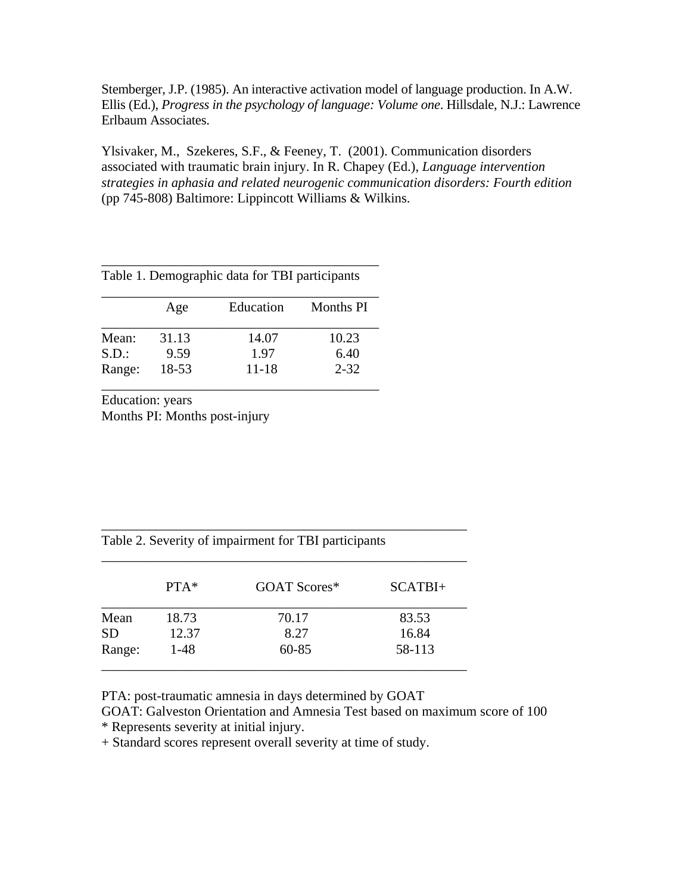Stemberger, J.P. (1985). An interactive activation model of language production. In A.W. Ellis (Ed.), *Progress in the psychology of language: Volume one*. Hillsdale, N.J.: Lawrence Erlbaum Associates.

Ylsivaker, M., Szekeres, S.F., & Feeney, T. (2001). Communication disorders associated with traumatic brain injury. In R. Chapey (Ed.), *Language intervention strategies in aphasia and related neurogenic communication disorders: Fourth edition* (pp 745-808) Baltimore: Lippincott Williams & Wilkins.

Table 1. Demographic data for TBI participants

| | Age | Education | Months PI |
|---|---|---|---|
| Mean: | 31.13 | 14.07 | 10.23 |
| S.D.: | 9.59 | 1.97 | 6.40 |
| Range: | 18-53 | 11-18 | 2-32 |

Education: years
Months PI: Months post-injury

Table 2. Severity of impairment for TBI participants

| | PTA* | GOAT Scores* | SCATBI+ |
|---|---|---|---|
| Mean | 18.73 | 70.17 | 83.53 |
| SD | 12.37 | 8.27 | 16.84 |
| Range: | 1-48 | 60-85 | 58-113 |

PTA: post-traumatic amnesia in days determined by GOAT
GOAT: Galveston Orientation and Amnesia Test based on maximum score of 100
* Represents severity at initial injury.
+ Standard scores represent overall severity at time of study.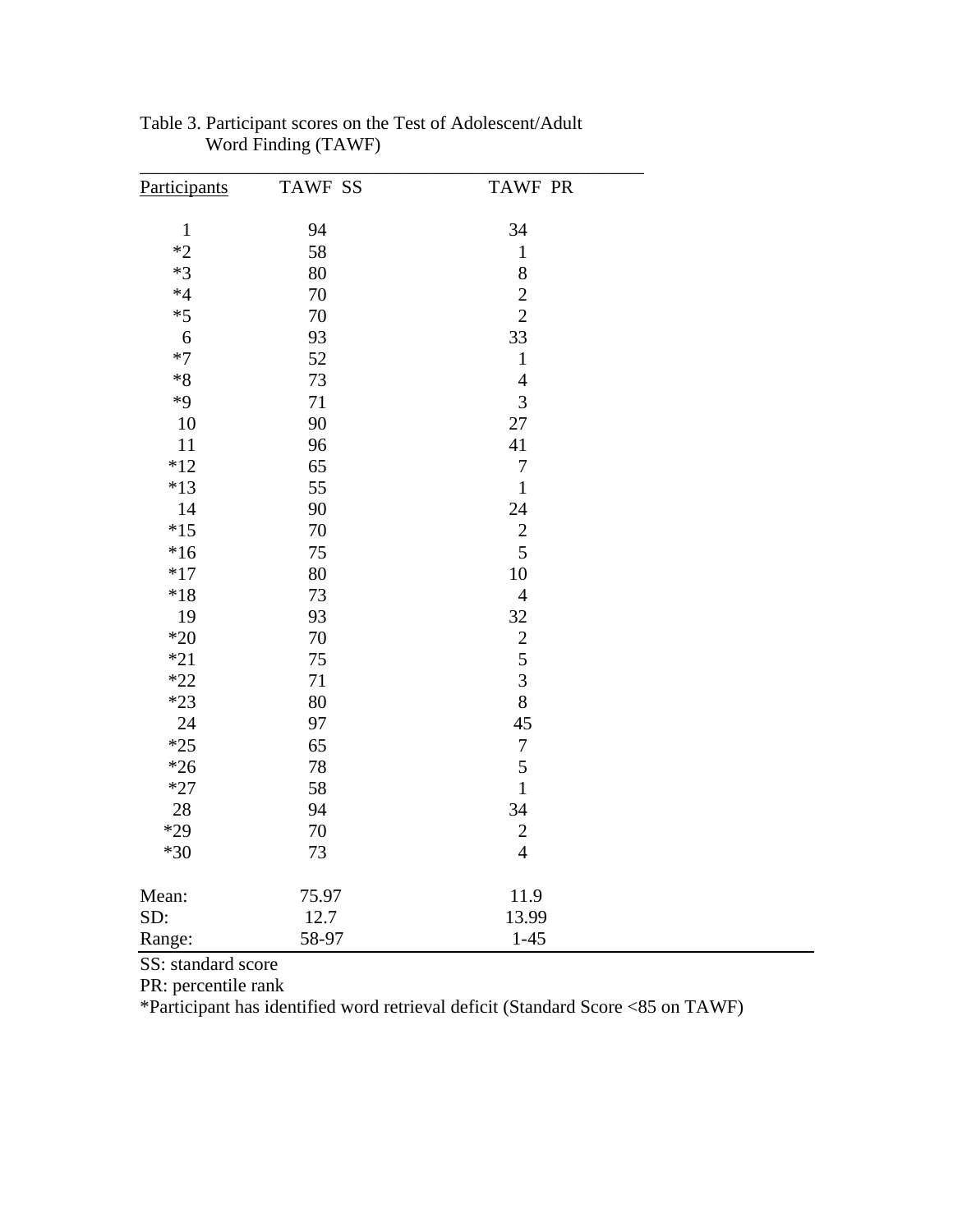Table 3. Participant scores on the Test of Adolescent/Adult Word Finding (TAWF)

| Participants | TAWF SS | TAWF PR |
|---|---|---|
| 1 | 94 | 34 |
| *2 | 58 | 1 |
| *3 | 80 | 8 |
| *4 | 70 | 2 |
| *5 | 70 | 2 |
| 6 | 93 | 33 |
| *7 | 52 | 1 |
| *8 | 73 | 4 |
| *9 | 71 | 3 |
| 10 | 90 | 27 |
| 11 | 96 | 41 |
| *12 | 65 | 7 |
| *13 | 55 | 1 |
| 14 | 90 | 24 |
| *15 | 70 | 2 |
| *16 | 75 | 5 |
| *17 | 80 | 10 |
| *18 | 73 | 4 |
| 19 | 93 | 32 |
| *20 | 70 | 2 |
| *21 | 75 | 5 |
| *22 | 71 | 3 |
| *23 | 80 | 8 |
| 24 | 97 | 45 |
| *25 | 65 | 7 |
| *26 | 78 | 5 |
| *27 | 58 | 1 |
| 28 | 94 | 34 |
| *29 | 70 | 2 |
| *30 | 73 | 4 |
| Mean: | 75.97 | 11.9 |
| SD: | 12.7 | 13.99 |
| Range: | 58-97 | 1-45 |

SS: standard score

PR: percentile rank

*Participant has identified word retrieval deficit (Standard Score <85 on TAWF)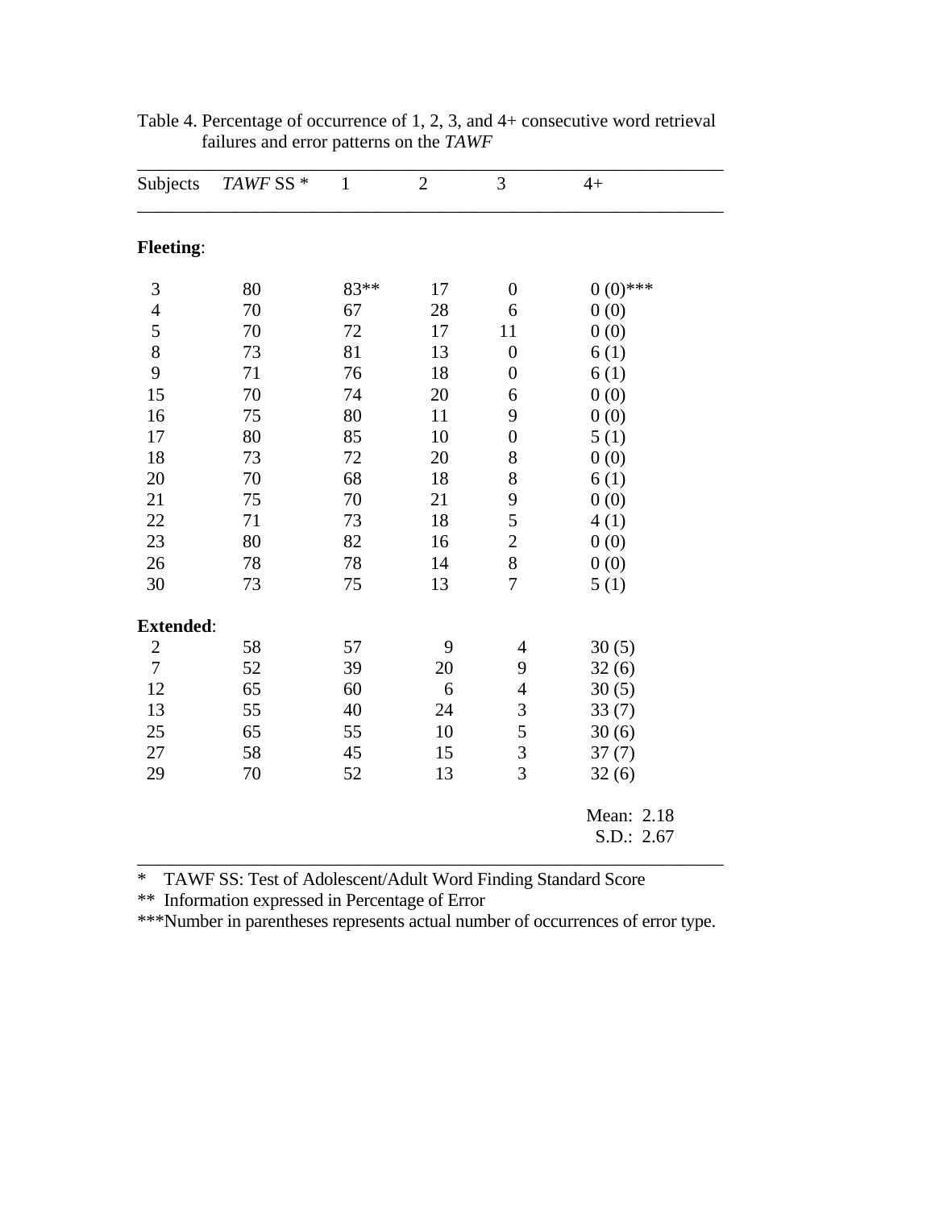Table 4. Percentage of occurrence of 1, 2, 3, and 4+ consecutive word retrieval failures and error patterns on the *TAWF*

| Subjects | *TAWF* SS * | 1 | 2 | 3 | 4+ |
|---|---|---|---|---|---|
| **Fleeting**: | | | | | |
| 3 | 80 | 83** | 17 | 0 | 0 (0)*** |
| 4 | 70 | 67 | 28 | 6 | 0 (0) |
| 5 | 70 | 72 | 17 | 11 | 0 (0) |
| 8 | 73 | 81 | 13 | 0 | 6 (1) |
| 9 | 71 | 76 | 18 | 0 | 6 (1) |
| 15 | 70 | 74 | 20 | 6 | 0 (0) |
| 16 | 75 | 80 | 11 | 9 | 0 (0) |
| 17 | 80 | 85 | 10 | 0 | 5 (1) |
| 18 | 73 | 72 | 20 | 8 | 0 (0) |
| 20 | 70 | 68 | 18 | 8 | 6 (1) |
| 21 | 75 | 70 | 21 | 9 | 0 (0) |
| 22 | 71 | 73 | 18 | 5 | 4 (1) |
| 23 | 80 | 82 | 16 | 2 | 0 (0) |
| 26 | 78 | 78 | 14 | 8 | 0 (0) |
| 30 | 73 | 75 | 13 | 7 | 5 (1) |
| **Extended**: | | | | | |
| 2 | 58 | 57 | 9 | 4 | 30 (5) |
| 7 | 52 | 39 | 20 | 9 | 32 (6) |
| 12 | 65 | 60 | 6 | 4 | 30 (5) |
| 13 | 55 | 40 | 24 | 3 | 33 (7) |
| 25 | 65 | 55 | 10 | 5 | 30 (6) |
| 27 | 58 | 45 | 15 | 3 | 37 (7) |
| 29 | 70 | 52 | 13 | 3 | 32 (6) |
| | | | | | Mean: 2.18 |
| | | | | | S.D.: 2.67 |

\* TAWF SS: Test of Adolescent/Adult Word Finding Standard Score

** Information expressed in Percentage of Error

***Number in parentheses represents actual number of occurrences of error type.